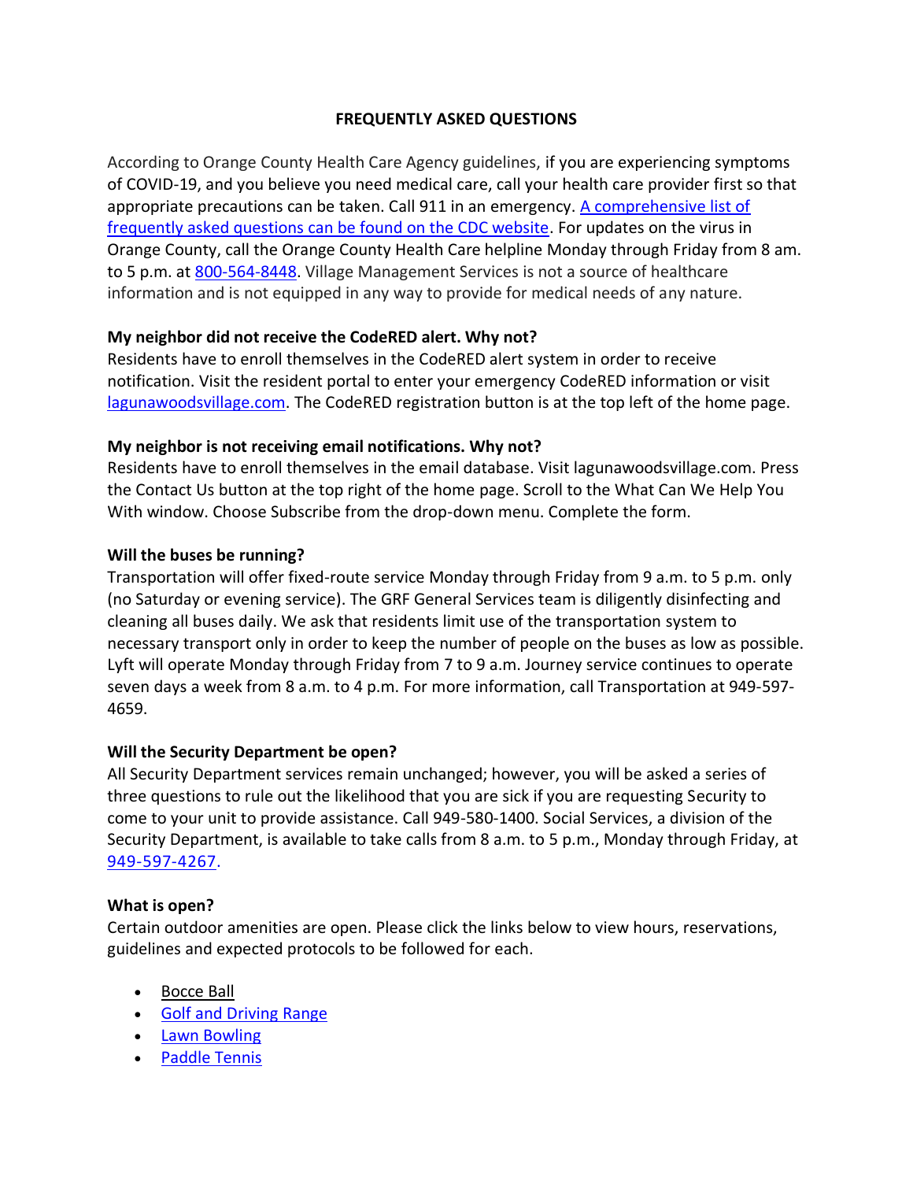# FREQUENTLY ASKED QUESTIONS

According to Orange County Health Care Agency guidelines, if you are experiencing symptoms of COVID-19, and you believe you need medical care, call your health care provider first so that appropriate precautions can be taken. Call 911 in an emergency. A comprehensive list of frequently asked questions can be found on the CDC website. For updates on the virus in Orange County, call the Orange County Health Care helpline Monday through Friday from 8 am. to 5 p.m. at 800-564-8448. Village Management Services is not a source of healthcare information and is not equipped in any way to provide for medical needs of any nature.

**My neighbor did not receive the CodeRED alert. Why not?**

Residents have to enroll themselves in the CodeRED alert system in order to receive notification. Visit the resident portal to enter your emergency CodeRED information or visit lagunawoodsvillage.com. The CodeRED registration button is at the top left of the home page.

**My neighbor is not receiving email notifications. Why not?**

Residents have to enroll themselves in the email database. Visit lagunawoodsvillage.com. Press the Contact Us button at the top right of the home page. Scroll to the What Can We Help You With window. Choose Subscribe from the drop-down menu. Complete the form.

**Will the buses be running?**

Transportation will offer fixed-route service Monday through Friday from 9 a.m. to 5 p.m. only (no Saturday or evening service). The GRF General Services team is diligently disinfecting and cleaning all buses daily. We ask that residents limit use of the transportation system to necessary transport only in order to keep the number of people on the buses as low as possible. Lyft will operate Monday through Friday from 7 to 9 a.m. Journey service continues to operate seven days a week from 8 a.m. to 4 p.m. For more information, call Transportation at 949-597-4659.

**Will the Security Department be open?**

All Security Department services remain unchanged; however, you will be asked a series of three questions to rule out the likelihood that you are sick if you are requesting Security to come to your unit to provide assistance. Call 949-580-1400. Social Services, a division of the Security Department, is available to take calls from 8 a.m. to 5 p.m., Monday through Friday, at 949-597-4267.

**What is open?**

Certain outdoor amenities are open. Please click the links below to view hours, reservations, guidelines and expected protocols to be followed for each.

- Bocce Ball
- Golf and Driving Range
- Lawn Bowling
- Paddle Tennis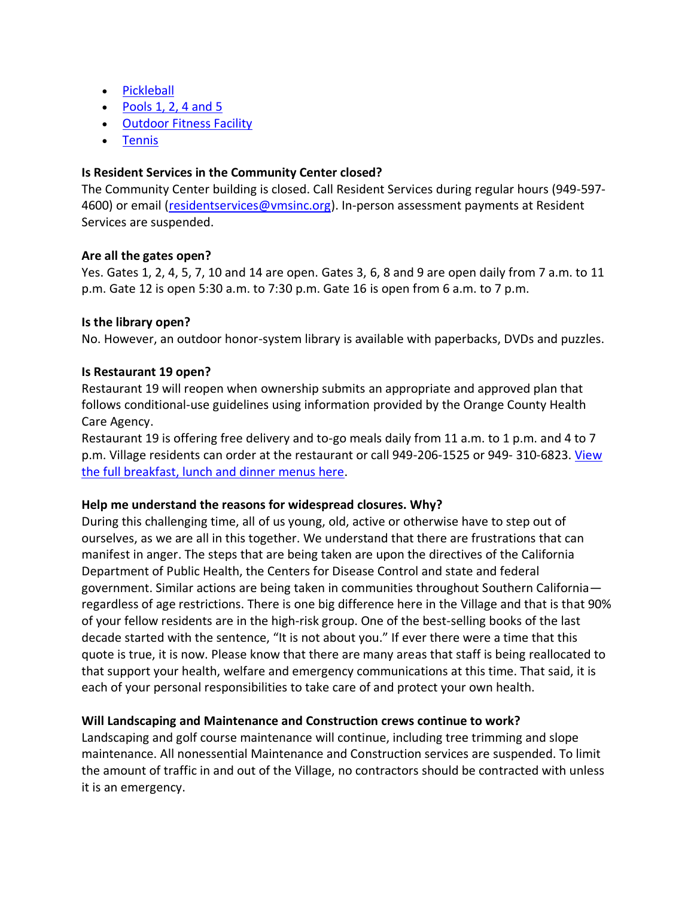- [Pickleball]()
- [Pools 1, 2, 4 and 5]()
- [Outdoor Fitness Facility]()
- [Tennis]()

**Is Resident Services in the Community Center closed?**
The Community Center building is closed. Call Resident Services during regular hours (949-597-4600) or email ([residentservices@vmsinc.org](mailto:residentservices@vmsinc.org)). In-person assessment payments at Resident Services are suspended.

**Are all the gates open?**
Yes. Gates 1, 2, 4, 5, 7, 10 and 14 are open. Gates 3, 6, 8 and 9 are open daily from 7 a.m. to 11 p.m. Gate 12 is open 5:30 a.m. to 7:30 p.m. Gate 16 is open from 6 a.m. to 7 p.m.

**Is the library open?**
No. However, an outdoor honor-system library is available with paperbacks, DVDs and puzzles.

**Is Restaurant 19 open?**
Restaurant 19 will reopen when ownership submits an appropriate and approved plan that follows conditional-use guidelines using information provided by the Orange County Health Care Agency.
Restaurant 19 is offering free delivery and to-go meals daily from 11 a.m. to 1 p.m. and 4 to 7 p.m. Village residents can order at the restaurant or call 949-206-1525 or 949- 310-6823. [View the full breakfast, lunch and dinner menus here]().

**Help me understand the reasons for widespread closures. Why?**
During this challenging time, all of us young, old, active or otherwise have to step out of ourselves, as we are all in this together. We understand that there are frustrations that can manifest in anger. The steps that are being taken are upon the directives of the California Department of Public Health, the Centers for Disease Control and state and federal government. Similar actions are being taken in communities throughout Southern California—regardless of age restrictions. There is one big difference here in the Village and that is that 90% of your fellow residents are in the high-risk group. One of the best-selling books of the last decade started with the sentence, "It is not about you." If ever there were a time that this quote is true, it is now. Please know that there are many areas that staff is being reallocated to that support your health, welfare and emergency communications at this time. That said, it is each of your personal responsibilities to take care of and protect your own health.

**Will Landscaping and Maintenance and Construction crews continue to work?**
Landscaping and golf course maintenance will continue, including tree trimming and slope maintenance. All nonessential Maintenance and Construction services are suspended. To limit the amount of traffic in and out of the Village, no contractors should be contracted with unless it is an emergency.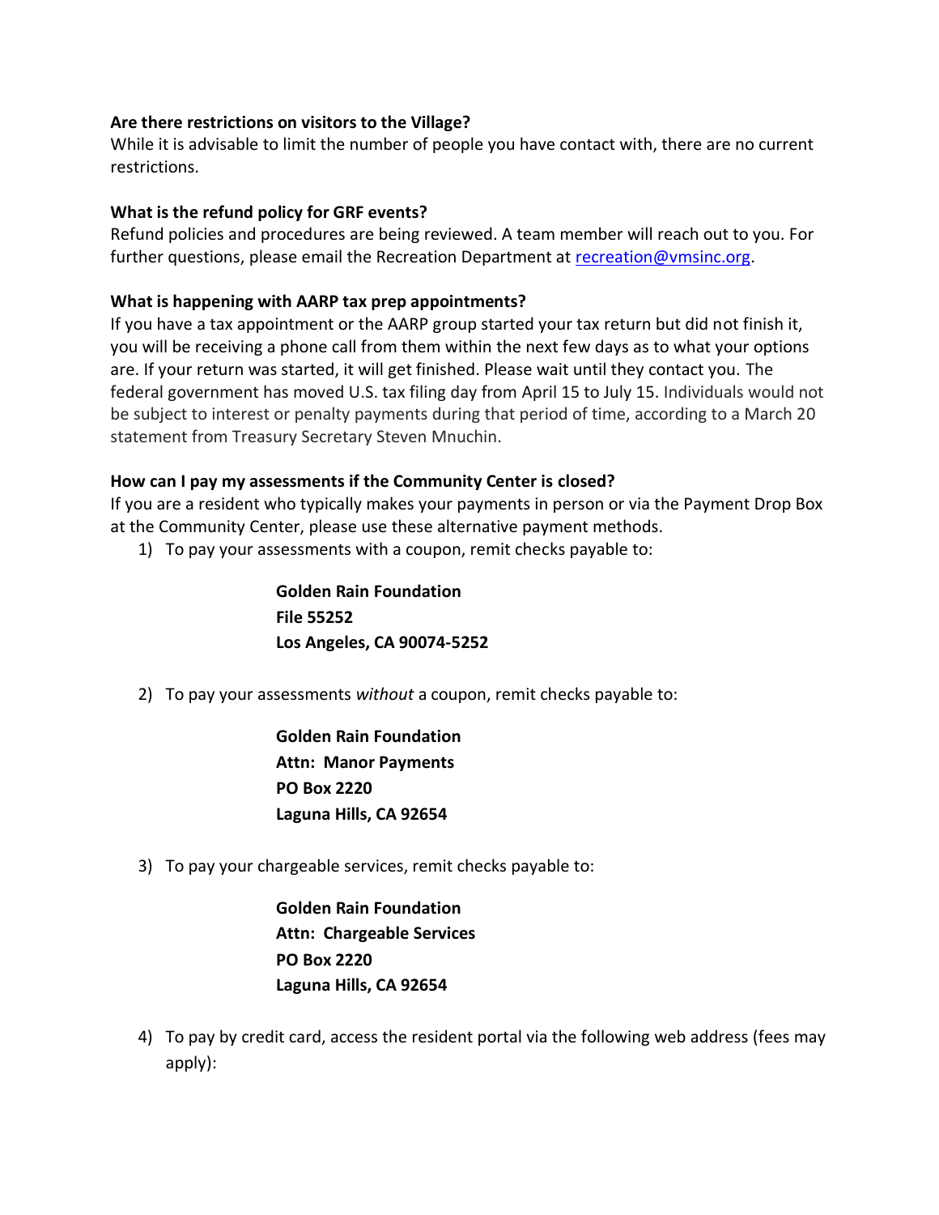**Are there restrictions on visitors to the Village?**

While it is advisable to limit the number of people you have contact with, there are no current restrictions.

**What is the refund policy for GRF events?**

Refund policies and procedures are being reviewed. A team member will reach out to you. For further questions, please email the Recreation Department at recreation@vmsinc.org.

**What is happening with AARP tax prep appointments?**

If you have a tax appointment or the AARP group started your tax return but did not finish it, you will be receiving a phone call from them within the next few days as to what your options are. If your return was started, it will get finished. Please wait until they contact you. The federal government has moved U.S. tax filing day from April 15 to July 15. Individuals would not be subject to interest or penalty payments during that period of time, according to a March 20 statement from Treasury Secretary Steven Mnuchin.

**How can I pay my assessments if the Community Center is closed?**

If you are a resident who typically makes your payments in person or via the Payment Drop Box at the Community Center, please use these alternative payment methods.

1) To pay your assessments with a coupon, remit checks payable to:

   **Golden Rain Foundation**
   **File 55252**
   **Los Angeles, CA 90074-5252**

2) To pay your assessments *without* a coupon, remit checks payable to:

   **Golden Rain Foundation**
   **Attn: Manor Payments**
   **PO Box 2220**
   **Laguna Hills, CA 92654**

3) To pay your chargeable services, remit checks payable to:

   **Golden Rain Foundation**
   **Attn: Chargeable Services**
   **PO Box 2220**
   **Laguna Hills, CA 92654**

4) To pay by credit card, access the resident portal via the following web address (fees may apply):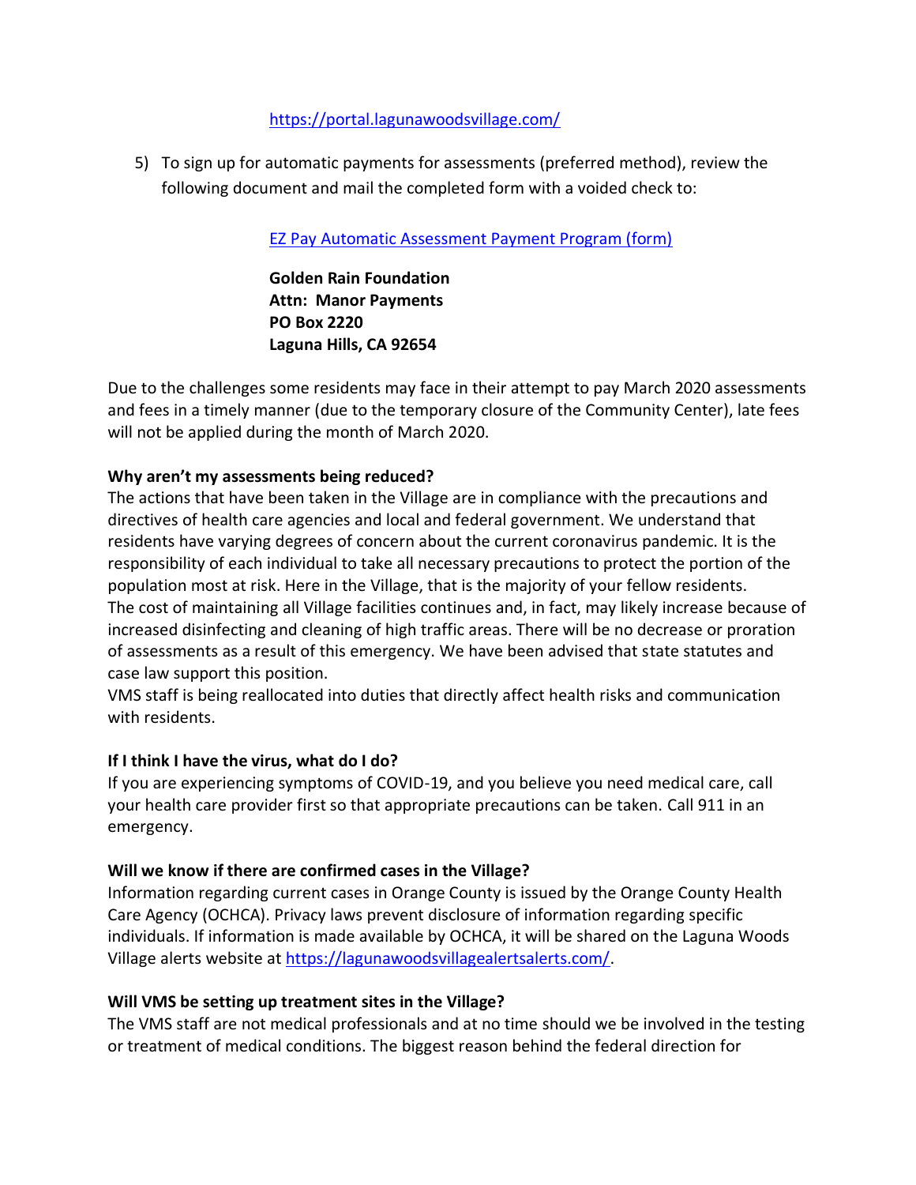https://portal.lagunawoodsvillage.com/

5) To sign up for automatic payments for assessments (preferred method), review the following document and mail the completed form with a voided check to:

   EZ Pay Automatic Assessment Payment Program (form)

   **Golden Rain Foundation**
   **Attn: Manor Payments**
   **PO Box 2220**
   **Laguna Hills, CA 92654**

Due to the challenges some residents may face in their attempt to pay March 2020 assessments and fees in a timely manner (due to the temporary closure of the Community Center), late fees will not be applied during the month of March 2020.

**Why aren't my assessments being reduced?**

The actions that have been taken in the Village are in compliance with the precautions and directives of health care agencies and local and federal government. We understand that residents have varying degrees of concern about the current coronavirus pandemic. It is the responsibility of each individual to take all necessary precautions to protect the portion of the population most at risk. Here in the Village, that is the majority of your fellow residents.
The cost of maintaining all Village facilities continues and, in fact, may likely increase because of increased disinfecting and cleaning of high traffic areas. There will be no decrease or proration of assessments as a result of this emergency. We have been advised that state statutes and case law support this position.
VMS staff is being reallocated into duties that directly affect health risks and communication with residents.

**If I think I have the virus, what do I do?**

If you are experiencing symptoms of COVID-19, and you believe you need medical care, call your health care provider first so that appropriate precautions can be taken. Call 911 in an emergency.

**Will we know if there are confirmed cases in the Village?**

Information regarding current cases in Orange County is issued by the Orange County Health Care Agency (OCHCA). Privacy laws prevent disclosure of information regarding specific individuals. If information is made available by OCHCA, it will be shared on the Laguna Woods Village alerts website at https://lagunawoodsvillagealertsalerts.com/.

**Will VMS be setting up treatment sites in the Village?**

The VMS staff are not medical professionals and at no time should we be involved in the testing or treatment of medical conditions. The biggest reason behind the federal direction for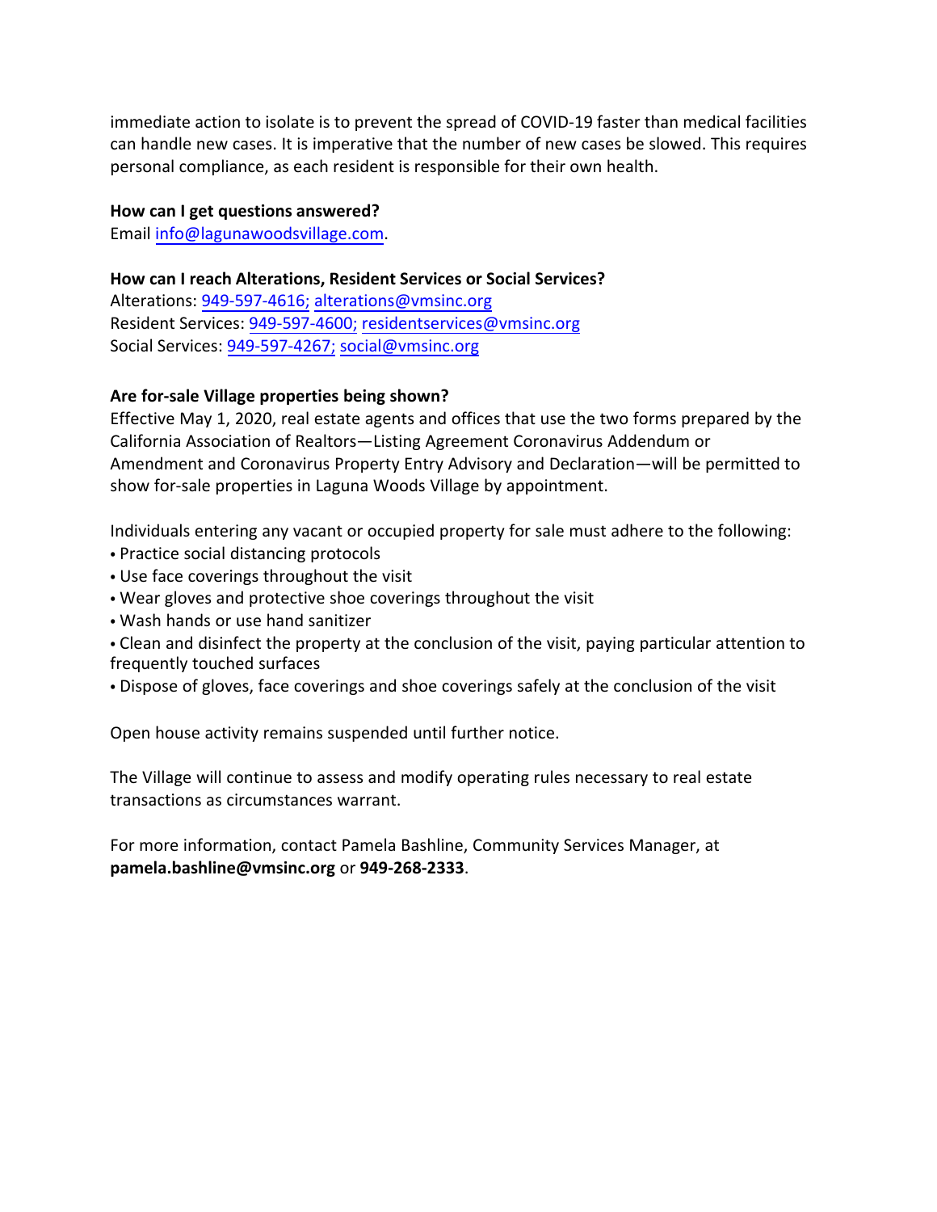immediate action to isolate is to prevent the spread of COVID-19 faster than medical facilities can handle new cases. It is imperative that the number of new cases be slowed. This requires personal compliance, as each resident is responsible for their own health.

**How can I get questions answered?**
Email info@lagunawoodsvillage.com.

**How can I reach Alterations, Resident Services or Social Services?**
Alterations: 949-597-4616; alterations@vmsinc.org
Resident Services: 949-597-4600; residentservices@vmsinc.org
Social Services: 949-597-4267; social@vmsinc.org

**Are for-sale Village properties being shown?**
Effective May 1, 2020, real estate agents and offices that use the two forms prepared by the California Association of Realtors—Listing Agreement Coronavirus Addendum or Amendment and Coronavirus Property Entry Advisory and Declaration—will be permitted to show for-sale properties in Laguna Woods Village by appointment.

Individuals entering any vacant or occupied property for sale must adhere to the following:

- Practice social distancing protocols
- Use face coverings throughout the visit
- Wear gloves and protective shoe coverings throughout the visit
- Wash hands or use hand sanitizer
- Clean and disinfect the property at the conclusion of the visit, paying particular attention to frequently touched surfaces
- Dispose of gloves, face coverings and shoe coverings safely at the conclusion of the visit

Open house activity remains suspended until further notice.

The Village will continue to assess and modify operating rules necessary to real estate transactions as circumstances warrant.

For more information, contact Pamela Bashline, Community Services Manager, at **pamela.bashline@vmsinc.org** or **949-268-2333**.